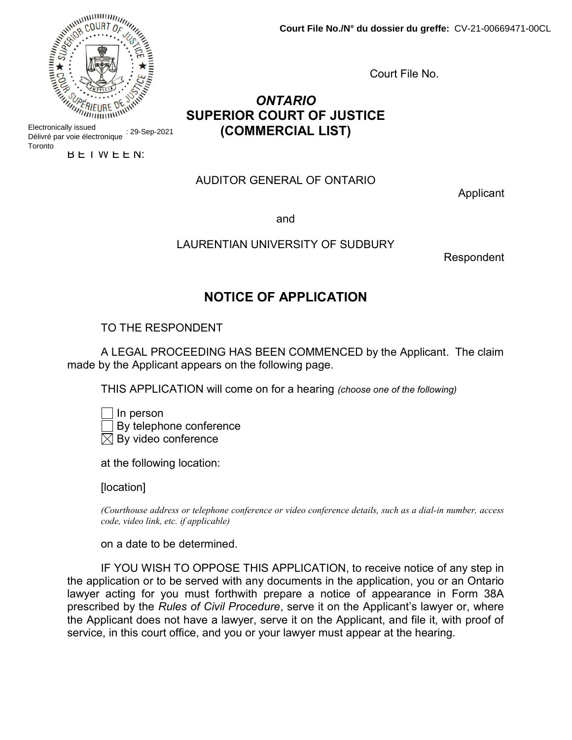**Court File No./N° du dossier du greffe:** CV-21-00669471-00CL

Electronically issued
Délivré par voie électronique : 29-Sep-2021
Toronto

Court File No.

# *ONTARIO*
# SUPERIOR COURT OF JUSTICE
# (COMMERCIAL LIST)

B E T W E E N:

AUDITOR GENERAL OF ONTARIO

Applicant

and

LAURENTIAN UNIVERSITY OF SUDBURY

Respondent

## NOTICE OF APPLICATION

TO THE RESPONDENT

A LEGAL PROCEEDING HAS BEEN COMMENCED by the Applicant. The claim made by the Applicant appears on the following page.

THIS APPLICATION will come on for a hearing *(choose one of the following)*

- [ ] In person
- [ ] By telephone conference
- [x] By video conference

at the following location:

[location]

*(Courthouse address or telephone conference or video conference details, such as a dial-in number, access code, video link, etc. if applicable)*

on a date to be determined.

IF YOU WISH TO OPPOSE THIS APPLICATION, to receive notice of any step in the application or to be served with any documents in the application, you or an Ontario lawyer acting for you must forthwith prepare a notice of appearance in Form 38A prescribed by the *Rules of Civil Procedure*, serve it on the Applicant's lawyer or, where the Applicant does not have a lawyer, serve it on the Applicant, and file it, with proof of service, in this court office, and you or your lawyer must appear at the hearing.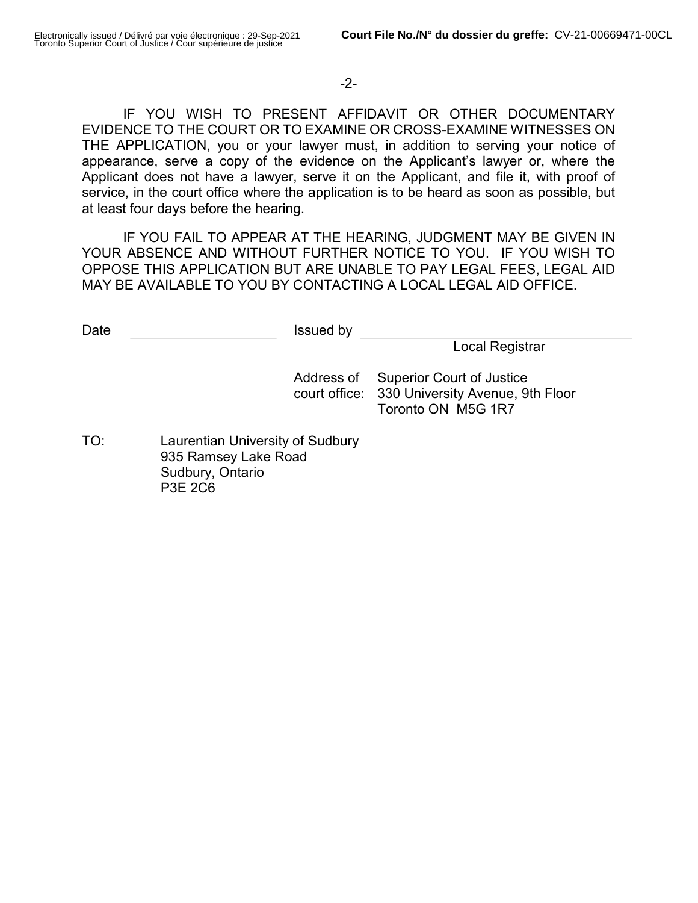IF YOU WISH TO PRESENT AFFIDAVIT OR OTHER DOCUMENTARY EVIDENCE TO THE COURT OR TO EXAMINE OR CROSS-EXAMINE WITNESSES ON THE APPLICATION, you or your lawyer must, in addition to serving your notice of appearance, serve a copy of the evidence on the Applicant's lawyer or, where the Applicant does not have a lawyer, serve it on the Applicant, and file it, with proof of service, in the court office where the application is to be heard as soon as possible, but at least four days before the hearing.

IF YOU FAIL TO APPEAR AT THE HEARING, JUDGMENT MAY BE GIVEN IN YOUR ABSENCE AND WITHOUT FURTHER NOTICE TO YOU. IF YOU WISH TO OPPOSE THIS APPLICATION BUT ARE UNABLE TO PAY LEGAL FEES, LEGAL AID MAY BE AVAILABLE TO YOU BY CONTACTING A LOCAL LEGAL AID OFFICE.

Date \_\_\_\_\_\_\_\_\_\_\_\_\_\_\_\_\_\_\_\_ Issued by \_\_\_\_\_\_\_\_\_\_\_\_\_\_\_\_\_\_\_\_\_\_\_\_\_\_\_\_\_\_\_\_\_\_\_\_

Local Registrar

Address of court office: Superior Court of Justice
330 University Avenue, 9th Floor
Toronto ON M5G 1R7

TO: Laurentian University of Sudbury
935 Ramsey Lake Road
Sudbury, Ontario
P3E 2C6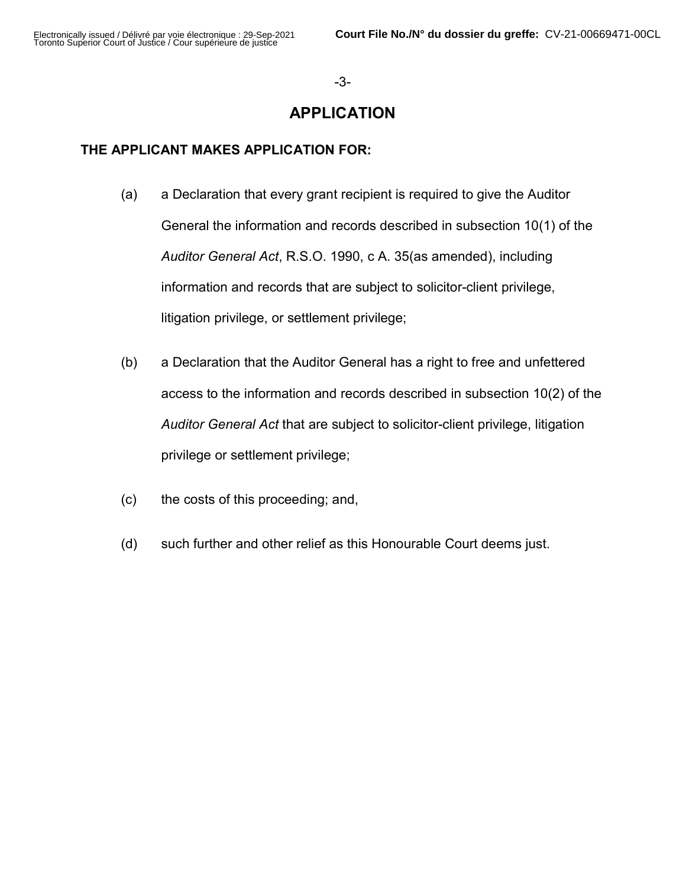# APPLICATION

**THE APPLICANT MAKES APPLICATION FOR:**

(a) a Declaration that every grant recipient is required to give the Auditor General the information and records described in subsection 10(1) of the *Auditor General Act*, R.S.O. 1990, c A. 35(as amended), including information and records that are subject to solicitor-client privilege, litigation privilege, or settlement privilege;

(b) a Declaration that the Auditor General has a right to free and unfettered access to the information and records described in subsection 10(2) of the *Auditor General Act* that are subject to solicitor-client privilege, litigation privilege or settlement privilege;

(c) the costs of this proceeding; and,

(d) such further and other relief as this Honourable Court deems just.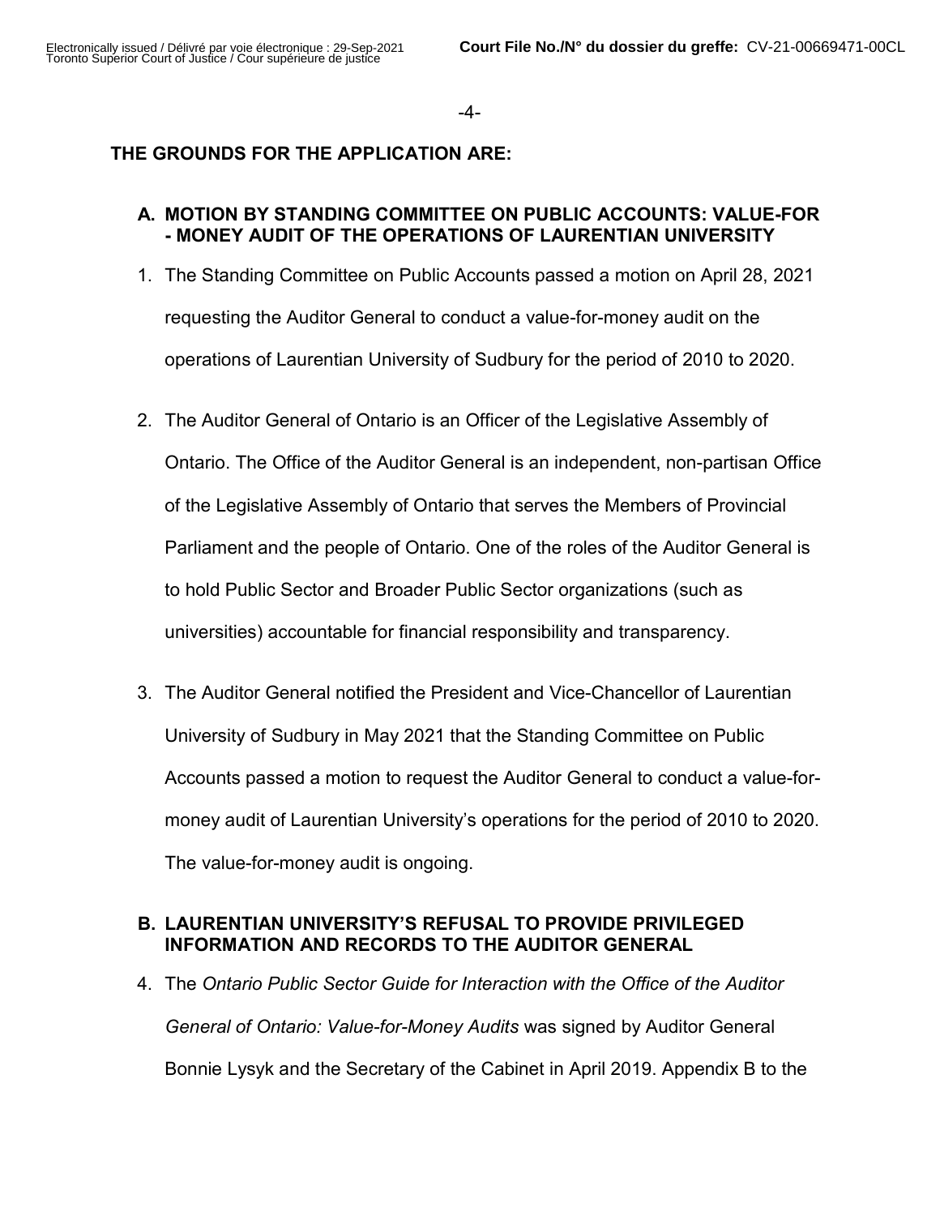## THE GROUNDS FOR THE APPLICATION ARE:

### A. MOTION BY STANDING COMMITTEE ON PUBLIC ACCOUNTS: VALUE-FOR - MONEY AUDIT OF THE OPERATIONS OF LAURENTIAN UNIVERSITY

1. The Standing Committee on Public Accounts passed a motion on April 28, 2021 requesting the Auditor General to conduct a value-for-money audit on the operations of Laurentian University of Sudbury for the period of 2010 to 2020.

2. The Auditor General of Ontario is an Officer of the Legislative Assembly of Ontario. The Office of the Auditor General is an independent, non-partisan Office of the Legislative Assembly of Ontario that serves the Members of Provincial Parliament and the people of Ontario. One of the roles of the Auditor General is to hold Public Sector and Broader Public Sector organizations (such as universities) accountable for financial responsibility and transparency.

3. The Auditor General notified the President and Vice-Chancellor of Laurentian University of Sudbury in May 2021 that the Standing Committee on Public Accounts passed a motion to request the Auditor General to conduct a value-for-money audit of Laurentian University's operations for the period of 2010 to 2020. The value-for-money audit is ongoing.

### B. LAURENTIAN UNIVERSITY'S REFUSAL TO PROVIDE PRIVILEGED INFORMATION AND RECORDS TO THE AUDITOR GENERAL

4. The *Ontario Public Sector Guide for Interaction with the Office of the Auditor General of Ontario: Value-for-Money Audits* was signed by Auditor General Bonnie Lysyk and the Secretary of the Cabinet in April 2019. Appendix B to the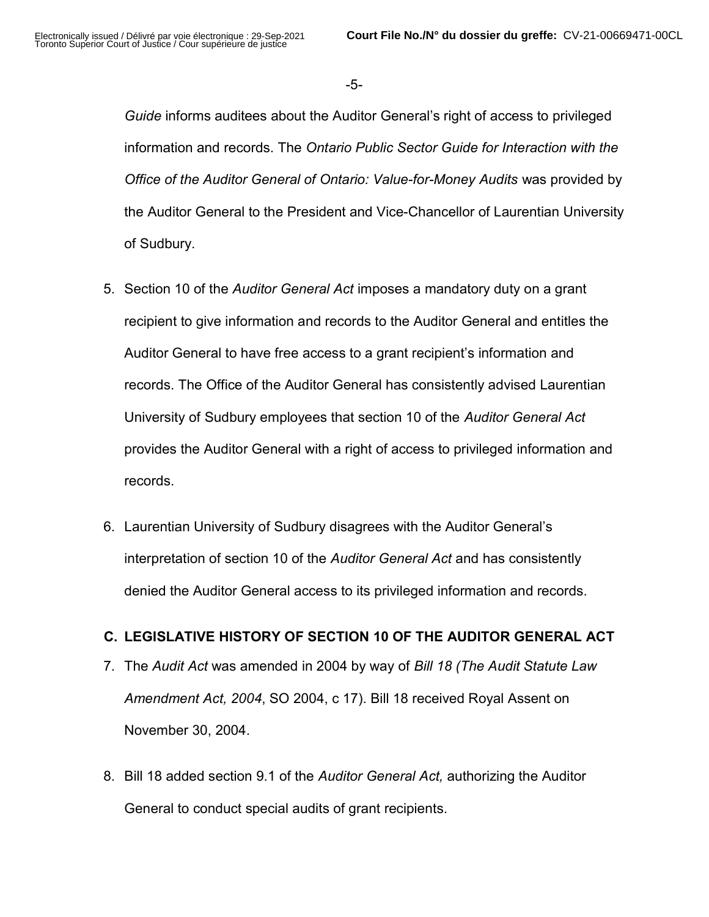*Guide* informs auditees about the Auditor General's right of access to privileged information and records. The *Ontario Public Sector Guide for Interaction with the Office of the Auditor General of Ontario: Value-for-Money Audits* was provided by the Auditor General to the President and Vice-Chancellor of Laurentian University of Sudbury.

5. Section 10 of the *Auditor General Act* imposes a mandatory duty on a grant recipient to give information and records to the Auditor General and entitles the Auditor General to have free access to a grant recipient's information and records. The Office of the Auditor General has consistently advised Laurentian University of Sudbury employees that section 10 of the *Auditor General Act* provides the Auditor General with a right of access to privileged information and records.

6. Laurentian University of Sudbury disagrees with the Auditor General's interpretation of section 10 of the *Auditor General Act* and has consistently denied the Auditor General access to its privileged information and records.

## C. LEGISLATIVE HISTORY OF SECTION 10 OF THE AUDITOR GENERAL ACT

7. The *Audit Act* was amended in 2004 by way of *Bill 18 (The Audit Statute Law Amendment Act, 2004*, SO 2004, c 17). Bill 18 received Royal Assent on November 30, 2004.

8. Bill 18 added section 9.1 of the *Auditor General Act,* authorizing the Auditor General to conduct special audits of grant recipients.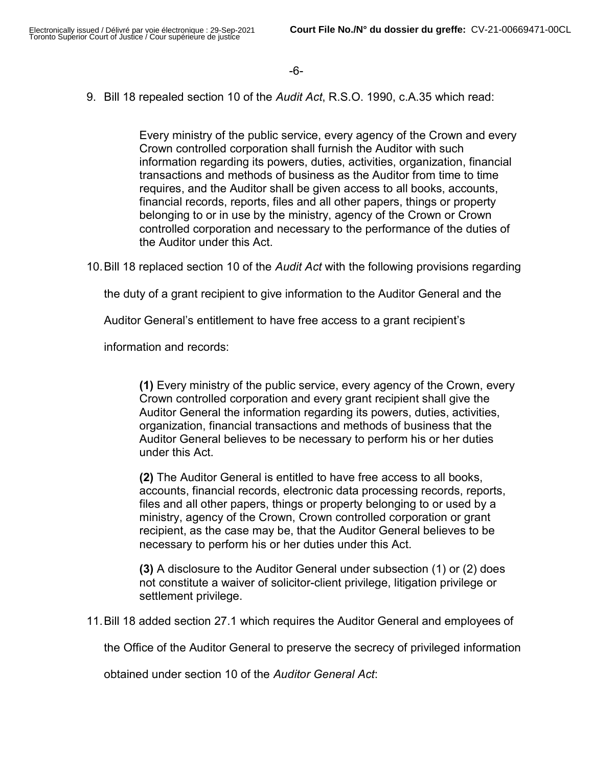9. Bill 18 repealed section 10 of the *Audit Act*, R.S.O. 1990, c.A.35 which read:

> Every ministry of the public service, every agency of the Crown and every Crown controlled corporation shall furnish the Auditor with such information regarding its powers, duties, activities, organization, financial transactions and methods of business as the Auditor from time to time requires, and the Auditor shall be given access to all books, accounts, financial records, reports, files and all other papers, things or property belonging to or in use by the ministry, agency of the Crown or Crown controlled corporation and necessary to the performance of the duties of the Auditor under this Act.

10. Bill 18 replaced section 10 of the *Audit Act* with the following provisions regarding the duty of a grant recipient to give information to the Auditor General and the Auditor General's entitlement to have free access to a grant recipient's information and records:

> **(1)** Every ministry of the public service, every agency of the Crown, every Crown controlled corporation and every grant recipient shall give the Auditor General the information regarding its powers, duties, activities, organization, financial transactions and methods of business that the Auditor General believes to be necessary to perform his or her duties under this Act.
>
> **(2)** The Auditor General is entitled to have free access to all books, accounts, financial records, electronic data processing records, reports, files and all other papers, things or property belonging to or used by a ministry, agency of the Crown, Crown controlled corporation or grant recipient, as the case may be, that the Auditor General believes to be necessary to perform his or her duties under this Act.
>
> **(3)** A disclosure to the Auditor General under subsection (1) or (2) does not constitute a waiver of solicitor-client privilege, litigation privilege or settlement privilege.

11. Bill 18 added section 27.1 which requires the Auditor General and employees of the Office of the Auditor General to preserve the secrecy of privileged information obtained under section 10 of the *Auditor General Act*: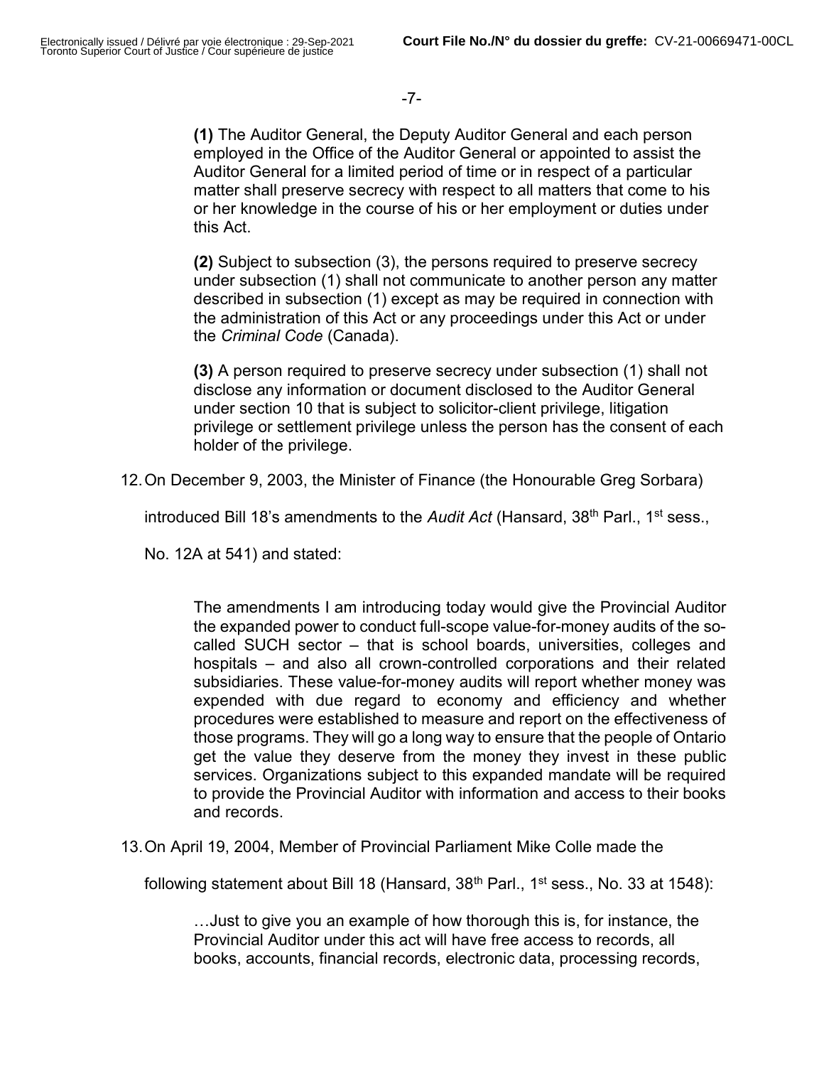**(1)** The Auditor General, the Deputy Auditor General and each person employed in the Office of the Auditor General or appointed to assist the Auditor General for a limited period of time or in respect of a particular matter shall preserve secrecy with respect to all matters that come to his or her knowledge in the course of his or her employment or duties under this Act.

> **(2)** Subject to subsection (3), the persons required to preserve secrecy under subsection (1) shall not communicate to another person any matter described in subsection (1) except as may be required in connection with the administration of this Act or any proceedings under this Act or under the *Criminal Code* (Canada).
>
> **(3)** A person required to preserve secrecy under subsection (1) shall not disclose any information or document disclosed to the Auditor General under section 10 that is subject to solicitor-client privilege, litigation privilege or settlement privilege unless the person has the consent of each holder of the privilege.

12. On December 9, 2003, the Minister of Finance (the Honourable Greg Sorbara) introduced Bill 18's amendments to the *Audit Act* (Hansard, 38th Parl., 1st sess., No. 12A at 541) and stated:

> The amendments I am introducing today would give the Provincial Auditor the expanded power to conduct full-scope value-for-money audits of the so-called SUCH sector – that is school boards, universities, colleges and hospitals – and also all crown-controlled corporations and their related subsidiaries. These value-for-money audits will report whether money was expended with due regard to economy and efficiency and whether procedures were established to measure and report on the effectiveness of those programs. They will go a long way to ensure that the people of Ontario get the value they deserve from the money they invest in these public services. Organizations subject to this expanded mandate will be required to provide the Provincial Auditor with information and access to their books and records.

13. On April 19, 2004, Member of Provincial Parliament Mike Colle made the following statement about Bill 18 (Hansard, 38th Parl., 1st sess., No. 33 at 1548):

> …Just to give you an example of how thorough this is, for instance, the Provincial Auditor under this act will have free access to records, all books, accounts, financial records, electronic data, processing records,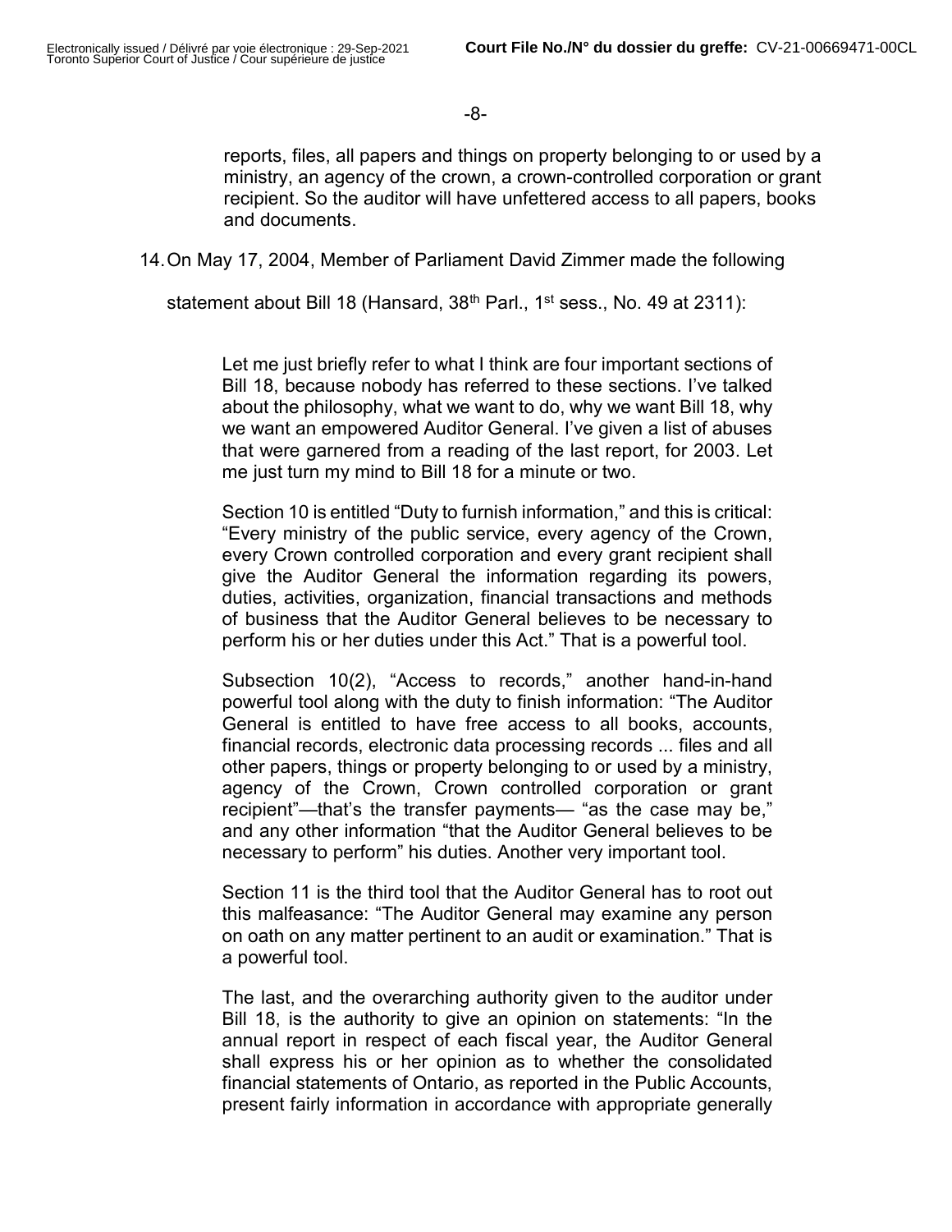reports, files, all papers and things on property belonging to or used by a ministry, an agency of the crown, a crown-controlled corporation or grant recipient. So the auditor will have unfettered access to all papers, books and documents.

14. On May 17, 2004, Member of Parliament David Zimmer made the following statement about Bill 18 (Hansard, 38th Parl., 1st sess., No. 49 at 2311):

> Let me just briefly refer to what I think are four important sections of Bill 18, because nobody has referred to these sections. I've talked about the philosophy, what we want to do, why we want Bill 18, why we want an empowered Auditor General. I've given a list of abuses that were garnered from a reading of the last report, for 2003. Let me just turn my mind to Bill 18 for a minute or two.
>
> Section 10 is entitled "Duty to furnish information," and this is critical: "Every ministry of the public service, every agency of the Crown, every Crown controlled corporation and every grant recipient shall give the Auditor General the information regarding its powers, duties, activities, organization, financial transactions and methods of business that the Auditor General believes to be necessary to perform his or her duties under this Act." That is a powerful tool.
>
> Subsection 10(2), "Access to records," another hand-in-hand powerful tool along with the duty to finish information: "The Auditor General is entitled to have free access to all books, accounts, financial records, electronic data processing records ... files and all other papers, things or property belonging to or used by a ministry, agency of the Crown, Crown controlled corporation or grant recipient"—that's the transfer payments— "as the case may be," and any other information "that the Auditor General believes to be necessary to perform" his duties. Another very important tool.
>
> Section 11 is the third tool that the Auditor General has to root out this malfeasance: "The Auditor General may examine any person on oath on any matter pertinent to an audit or examination." That is a powerful tool.
>
> The last, and the overarching authority given to the auditor under Bill 18, is the authority to give an opinion on statements: "In the annual report in respect of each fiscal year, the Auditor General shall express his or her opinion as to whether the consolidated financial statements of Ontario, as reported in the Public Accounts, present fairly information in accordance with appropriate generally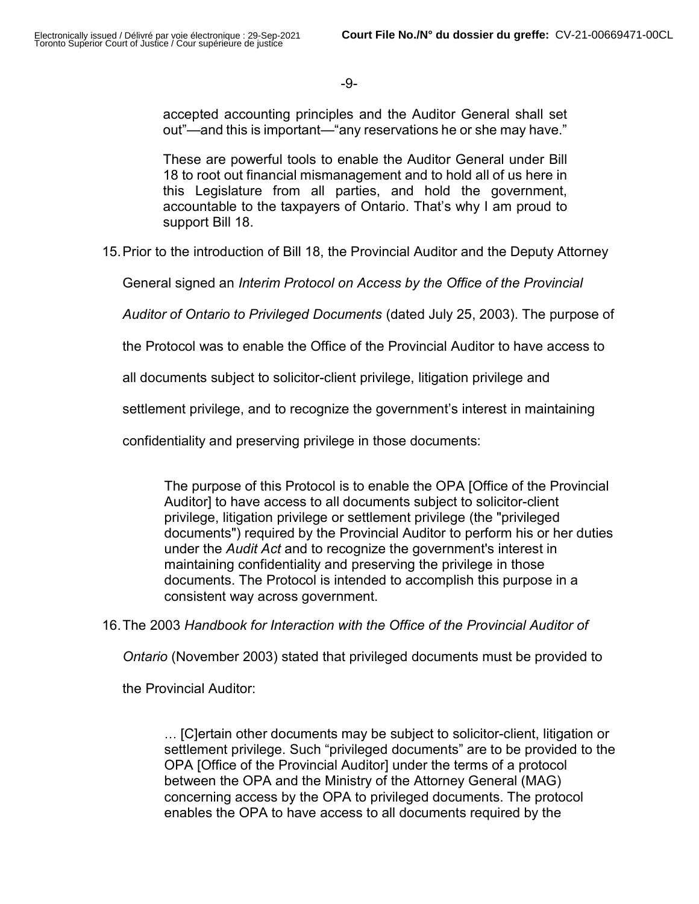accepted accounting principles and the Auditor General shall set out"—and this is important—"any reservations he or she may have."

These are powerful tools to enable the Auditor General under Bill 18 to root out financial mismanagement and to hold all of us here in this Legislature from all parties, and hold the government, accountable to the taxpayers of Ontario. That's why I am proud to support Bill 18.

15. Prior to the introduction of Bill 18, the Provincial Auditor and the Deputy Attorney General signed an *Interim Protocol on Access by the Office of the Provincial Auditor of Ontario to Privileged Documents* (dated July 25, 2003). The purpose of the Protocol was to enable the Office of the Provincial Auditor to have access to all documents subject to solicitor-client privilege, litigation privilege and settlement privilege, and to recognize the government's interest in maintaining confidentiality and preserving privilege in those documents:

> The purpose of this Protocol is to enable the OPA [Office of the Provincial Auditor] to have access to all documents subject to solicitor-client privilege, litigation privilege or settlement privilege (the "privileged documents") required by the Provincial Auditor to perform his or her duties under the *Audit Act* and to recognize the government's interest in maintaining confidentiality and preserving the privilege in those documents. The Protocol is intended to accomplish this purpose in a consistent way across government.

16. The 2003 *Handbook for Interaction with the Office of the Provincial Auditor of Ontario* (November 2003) stated that privileged documents must be provided to the Provincial Auditor:

> … [C]ertain other documents may be subject to solicitor-client, litigation or settlement privilege. Such "privileged documents" are to be provided to the OPA [Office of the Provincial Auditor] under the terms of a protocol between the OPA and the Ministry of the Attorney General (MAG) concerning access by the OPA to privileged documents. The protocol enables the OPA to have access to all documents required by the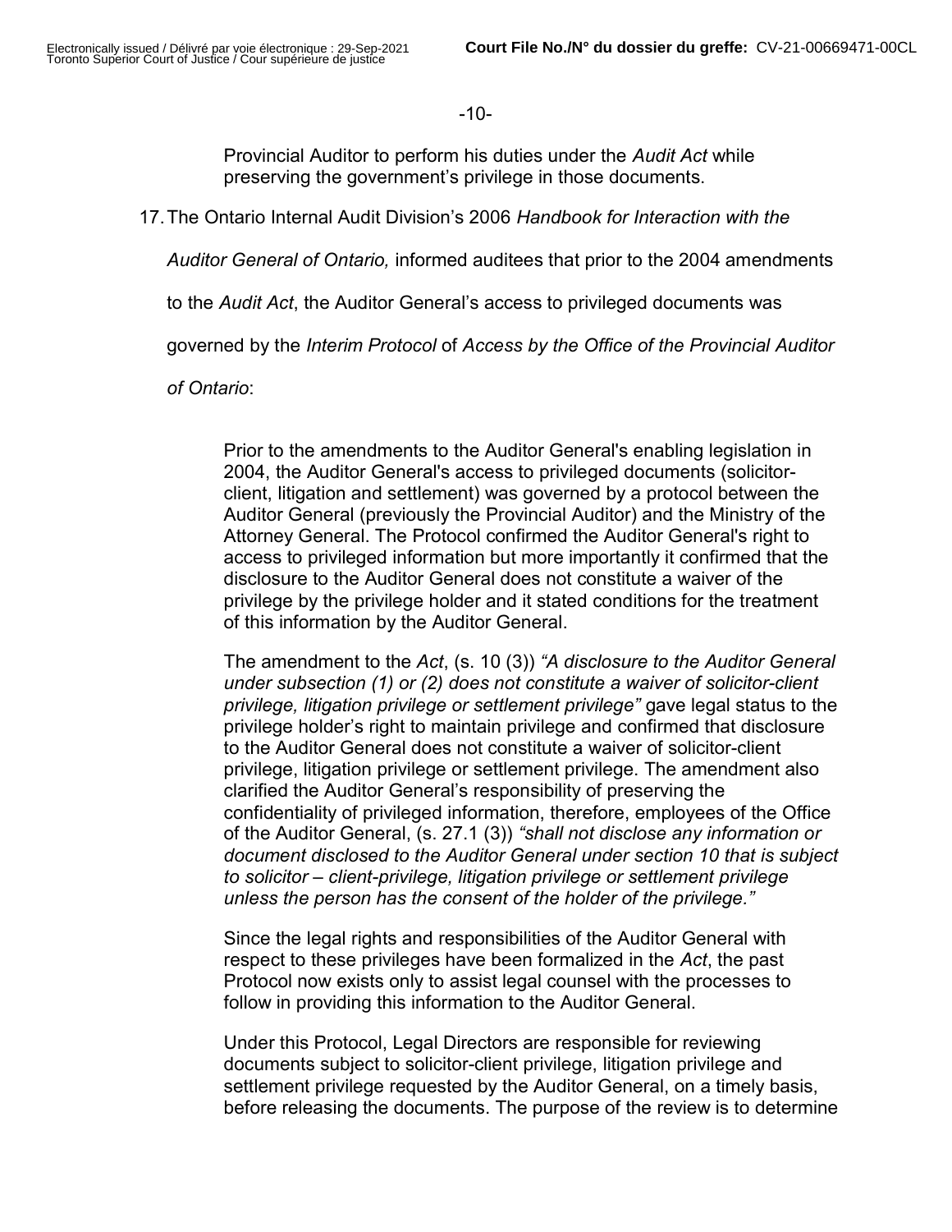Provincial Auditor to perform his duties under the *Audit Act* while preserving the government's privilege in those documents.

17. The Ontario Internal Audit Division's 2006 *Handbook for Interaction with the Auditor General of Ontario,* informed auditees that prior to the 2004 amendments to the *Audit Act*, the Auditor General's access to privileged documents was governed by the *Interim Protocol* of *Access by the Office of the Provincial Auditor of Ontario*:

> Prior to the amendments to the Auditor General's enabling legislation in 2004, the Auditor General's access to privileged documents (solicitor-client, litigation and settlement) was governed by a protocol between the Auditor General (previously the Provincial Auditor) and the Ministry of the Attorney General. The Protocol confirmed the Auditor General's right to access to privileged information but more importantly it confirmed that the disclosure to the Auditor General does not constitute a waiver of the privilege by the privilege holder and it stated conditions for the treatment of this information by the Auditor General.
>
> The amendment to the *Act*, (s. 10 (3)) *"A disclosure to the Auditor General under subsection (1) or (2) does not constitute a waiver of solicitor-client privilege, litigation privilege or settlement privilege"* gave legal status to the privilege holder's right to maintain privilege and confirmed that disclosure to the Auditor General does not constitute a waiver of solicitor-client privilege, litigation privilege or settlement privilege. The amendment also clarified the Auditor General's responsibility of preserving the confidentiality of privileged information, therefore, employees of the Office of the Auditor General, (s. 27.1 (3)) *"shall not disclose any information or document disclosed to the Auditor General under section 10 that is subject to solicitor – client-privilege, litigation privilege or settlement privilege unless the person has the consent of the holder of the privilege."*
>
> Since the legal rights and responsibilities of the Auditor General with respect to these privileges have been formalized in the *Act*, the past Protocol now exists only to assist legal counsel with the processes to follow in providing this information to the Auditor General.
>
> Under this Protocol, Legal Directors are responsible for reviewing documents subject to solicitor-client privilege, litigation privilege and settlement privilege requested by the Auditor General, on a timely basis, before releasing the documents. The purpose of the review is to determine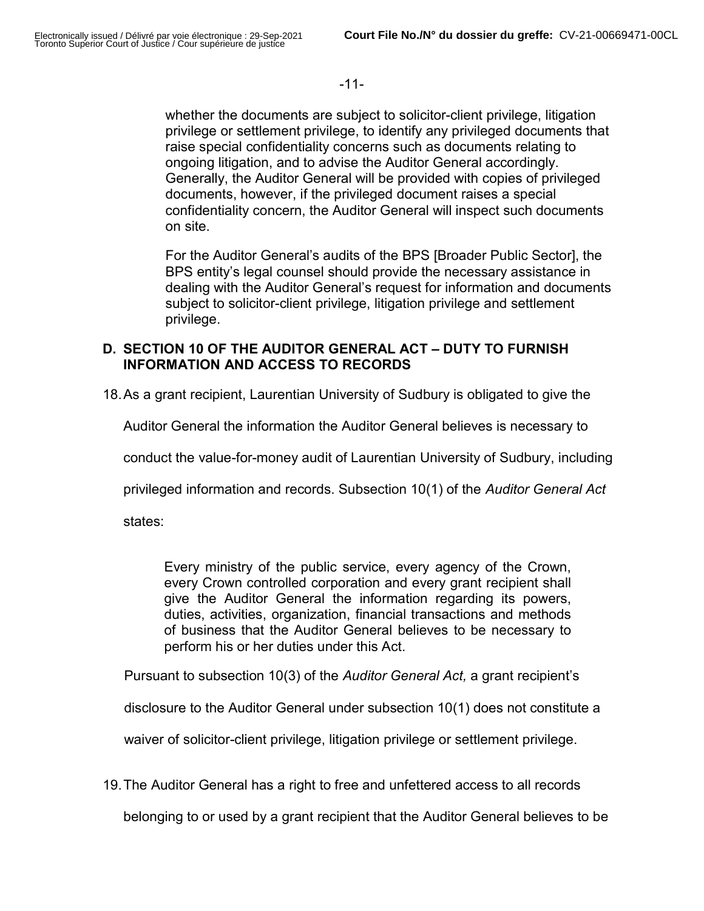whether the documents are subject to solicitor-client privilege, litigation privilege or settlement privilege, to identify any privileged documents that raise special confidentiality concerns such as documents relating to ongoing litigation, and to advise the Auditor General accordingly. Generally, the Auditor General will be provided with copies of privileged documents, however, if the privileged document raises a special confidentiality concern, the Auditor General will inspect such documents on site.

> For the Auditor General's audits of the BPS [Broader Public Sector], the BPS entity's legal counsel should provide the necessary assistance in dealing with the Auditor General's request for information and documents subject to solicitor-client privilege, litigation privilege and settlement privilege.

## D. SECTION 10 OF THE AUDITOR GENERAL ACT – DUTY TO FURNISH INFORMATION AND ACCESS TO RECORDS

18. As a grant recipient, Laurentian University of Sudbury is obligated to give the Auditor General the information the Auditor General believes is necessary to conduct the value-for-money audit of Laurentian University of Sudbury, including privileged information and records. Subsection 10(1) of the *Auditor General Act* states:

> Every ministry of the public service, every agency of the Crown, every Crown controlled corporation and every grant recipient shall give the Auditor General the information regarding its powers, duties, activities, organization, financial transactions and methods of business that the Auditor General believes to be necessary to perform his or her duties under this Act.

Pursuant to subsection 10(3) of the *Auditor General Act,* a grant recipient's disclosure to the Auditor General under subsection 10(1) does not constitute a waiver of solicitor-client privilege, litigation privilege or settlement privilege.

19. The Auditor General has a right to free and unfettered access to all records belonging to or used by a grant recipient that the Auditor General believes to be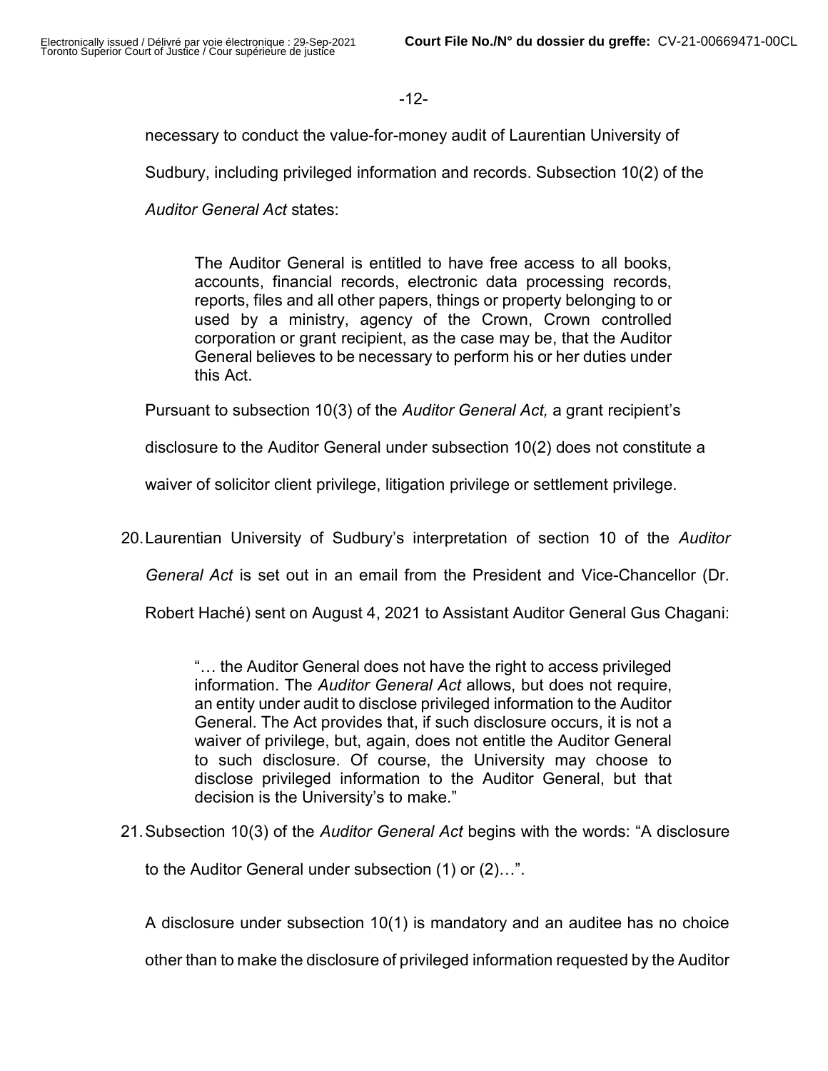necessary to conduct the value-for-money audit of Laurentian University of Sudbury, including privileged information and records. Subsection 10(2) of the *Auditor General Act* states:

> The Auditor General is entitled to have free access to all books, accounts, financial records, electronic data processing records, reports, files and all other papers, things or property belonging to or used by a ministry, agency of the Crown, Crown controlled corporation or grant recipient, as the case may be, that the Auditor General believes to be necessary to perform his or her duties under this Act.

Pursuant to subsection 10(3) of the *Auditor General Act,* a grant recipient's disclosure to the Auditor General under subsection 10(2) does not constitute a waiver of solicitor client privilege, litigation privilege or settlement privilege.

20. Laurentian University of Sudbury's interpretation of section 10 of the *Auditor General Act* is set out in an email from the President and Vice-Chancellor (Dr. Robert Haché) sent on August 4, 2021 to Assistant Auditor General Gus Chagani:

> "… the Auditor General does not have the right to access privileged information. The *Auditor General Act* allows, but does not require, an entity under audit to disclose privileged information to the Auditor General. The Act provides that, if such disclosure occurs, it is not a waiver of privilege, but, again, does not entitle the Auditor General to such disclosure. Of course, the University may choose to disclose privileged information to the Auditor General, but that decision is the University's to make."

21. Subsection 10(3) of the *Auditor General Act* begins with the words: "A disclosure to the Auditor General under subsection (1) or (2)…".

A disclosure under subsection 10(1) is mandatory and an auditee has no choice other than to make the disclosure of privileged information requested by the Auditor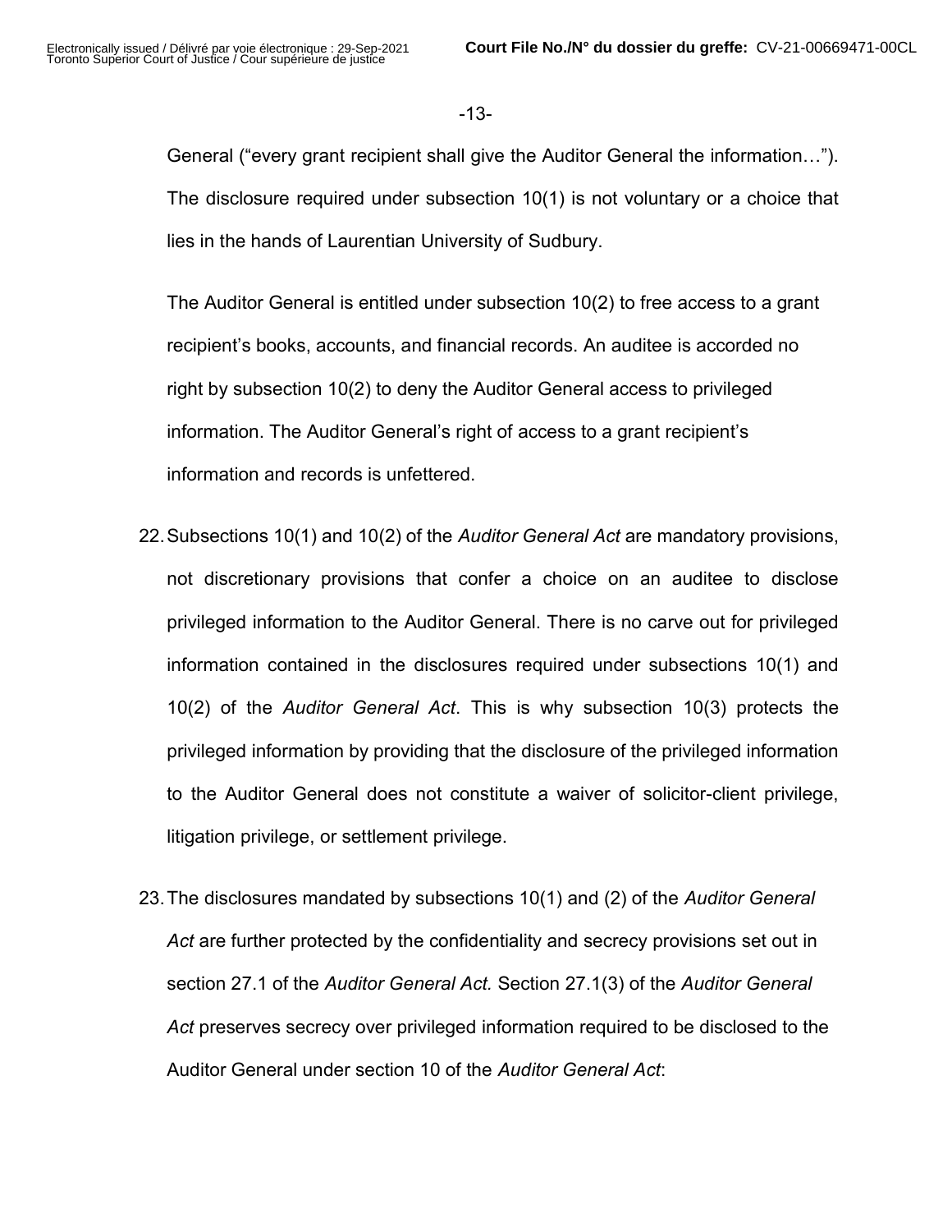General ("every grant recipient shall give the Auditor General the information…"). The disclosure required under subsection 10(1) is not voluntary or a choice that lies in the hands of Laurentian University of Sudbury.

The Auditor General is entitled under subsection 10(2) to free access to a grant recipient's books, accounts, and financial records. An auditee is accorded no right by subsection 10(2) to deny the Auditor General access to privileged information. The Auditor General's right of access to a grant recipient's information and records is unfettered.

22. Subsections 10(1) and 10(2) of the *Auditor General Act* are mandatory provisions, not discretionary provisions that confer a choice on an auditee to disclose privileged information to the Auditor General. There is no carve out for privileged information contained in the disclosures required under subsections 10(1) and 10(2) of the *Auditor General Act*. This is why subsection 10(3) protects the privileged information by providing that the disclosure of the privileged information to the Auditor General does not constitute a waiver of solicitor-client privilege, litigation privilege, or settlement privilege.

23. The disclosures mandated by subsections 10(1) and (2) of the *Auditor General Act* are further protected by the confidentiality and secrecy provisions set out in section 27.1 of the *Auditor General Act.* Section 27.1(3) of the *Auditor General Act* preserves secrecy over privileged information required to be disclosed to the Auditor General under section 10 of the *Auditor General Act*: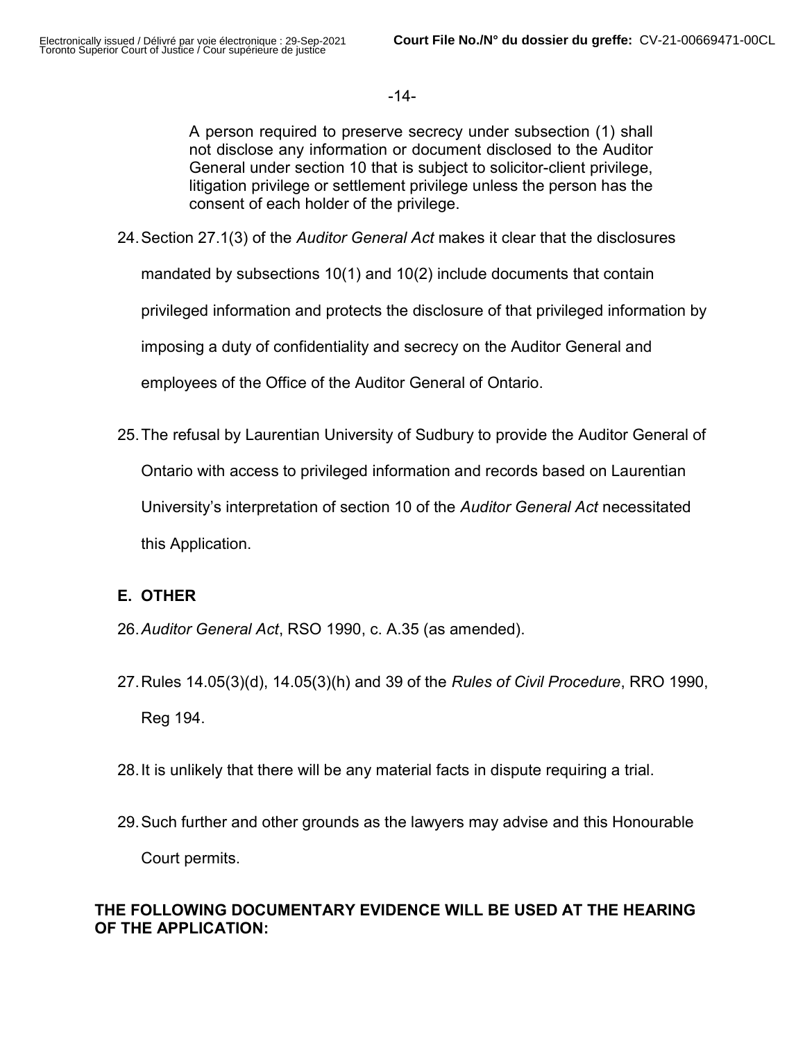> A person required to preserve secrecy under subsection (1) shall not disclose any information or document disclosed to the Auditor General under section 10 that is subject to solicitor-client privilege, litigation privilege or settlement privilege unless the person has the consent of each holder of the privilege.

24. Section 27.1(3) of the *Auditor General Act* makes it clear that the disclosures mandated by subsections 10(1) and 10(2) include documents that contain privileged information and protects the disclosure of that privileged information by imposing a duty of confidentiality and secrecy on the Auditor General and employees of the Office of the Auditor General of Ontario.

25. The refusal by Laurentian University of Sudbury to provide the Auditor General of Ontario with access to privileged information and records based on Laurentian University's interpretation of section 10 of the *Auditor General Act* necessitated this Application.

## E. OTHER

26. *Auditor General Act*, RSO 1990, c. A.35 (as amended).

27. Rules 14.05(3)(d), 14.05(3)(h) and 39 of the *Rules of Civil Procedure*, RRO 1990, Reg 194.

28. It is unlikely that there will be any material facts in dispute requiring a trial.

29. Such further and other grounds as the lawyers may advise and this Honourable Court permits.

**THE FOLLOWING DOCUMENTARY EVIDENCE WILL BE USED AT THE HEARING OF THE APPLICATION:**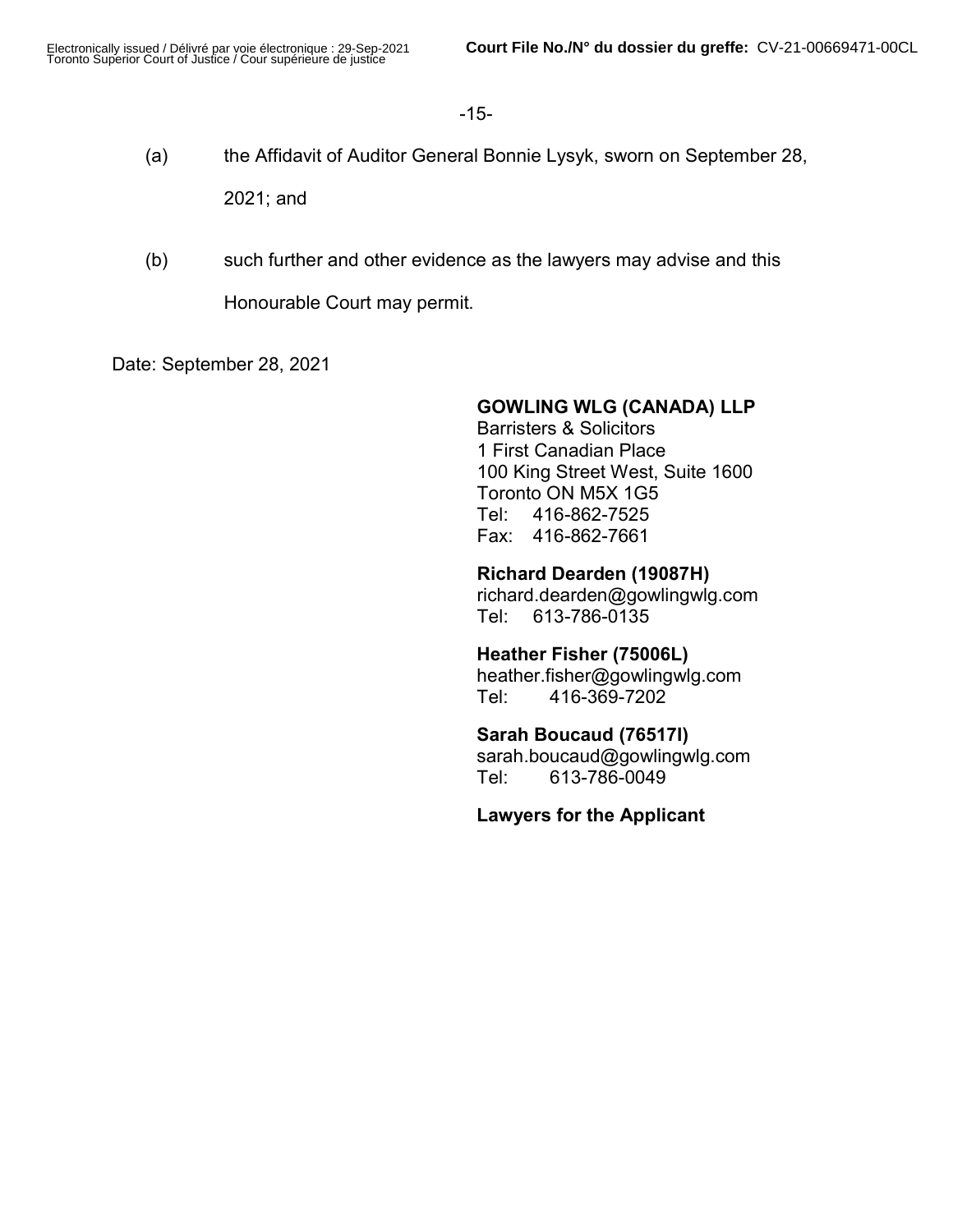(a) the Affidavit of Auditor General Bonnie Lysyk, sworn on September 28, 2021; and

(b) such further and other evidence as the lawyers may advise and this Honourable Court may permit.

Date: September 28, 2021

**GOWLING WLG (CANADA) LLP**
Barristers & Solicitors
1 First Canadian Place
100 King Street West, Suite 1600
Toronto ON M5X 1G5
Tel: 416-862-7525
Fax: 416-862-7661

**Richard Dearden (19087H)**
richard.dearden@gowlingwlg.com
Tel: 613-786-0135

**Heather Fisher (75006L)**
heather.fisher@gowlingwlg.com
Tel: 416-369-7202

**Sarah Boucaud (76517I)**
sarah.boucaud@gowlingwlg.com
Tel: 613-786-0049

**Lawyers for the Applicant**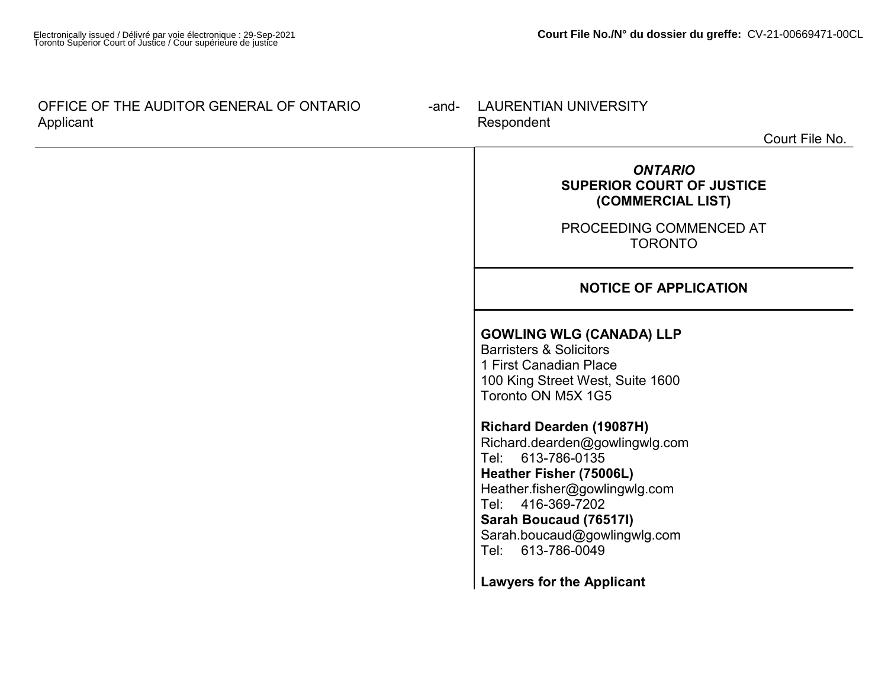Electronically issued / Délivré par voie électronique : 29-Sep-2021
Toronto Superior Court of Justice / Cour supérieure de justice

**Court File No./N° du dossier du greffe:** CV-21-00669471-00CL

OFFICE OF THE AUDITOR GENERAL OF ONTARIO
Applicant

-and-

LAURENTIAN UNIVERSITY
Respondent

Court File No.

***ONTARIO***
**SUPERIOR COURT OF JUSTICE**
**(COMMERCIAL LIST)**

PROCEEDING COMMENCED AT TORONTO

**NOTICE OF APPLICATION**

**GOWLING WLG (CANADA) LLP**
Barristers & Solicitors
1 First Canadian Place
100 King Street West, Suite 1600
Toronto ON M5X 1G5

**Richard Dearden (19087H)**
Richard.dearden@gowlingwlg.com
Tel: 613-786-0135
**Heather Fisher (75006L)**
Heather.fisher@gowlingwlg.com
Tel: 416-369-7202
**Sarah Boucaud (76517I)**
Sarah.boucaud@gowlingwlg.com
Tel: 613-786-0049

**Lawyers for the Applicant**